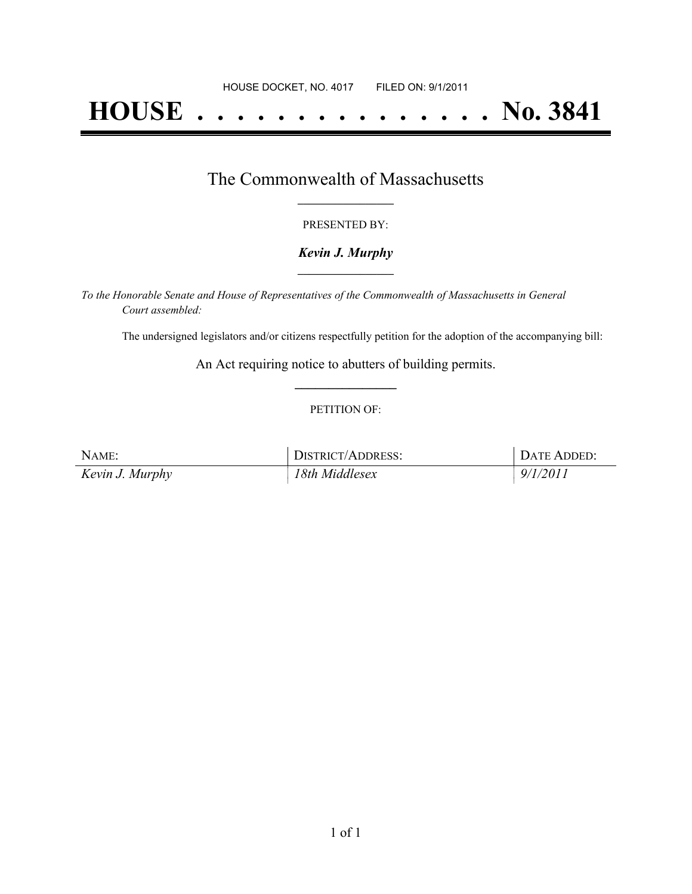HOUSE DOCKET, NO. 4017 FILED ON: 9/1/2011

# HOUSE . . . . . . . . . . . . . . . No. 3841

## The Commonwealth of Massachusetts

PRESENTED BY:

***Kevin J. Murphy***

*To the Honorable Senate and House of Representatives of the Commonwealth of Massachusetts in General Court assembled:*

The undersigned legislators and/or citizens respectfully petition for the adoption of the accompanying bill:

An Act requiring notice to abutters of building permits.

PETITION OF:

| NAME: | DISTRICT/ADDRESS: | DATE ADDED: |
| --- | --- | --- |
| *Kevin J. Murphy* | *18th Middlesex* | *9/1/2011* |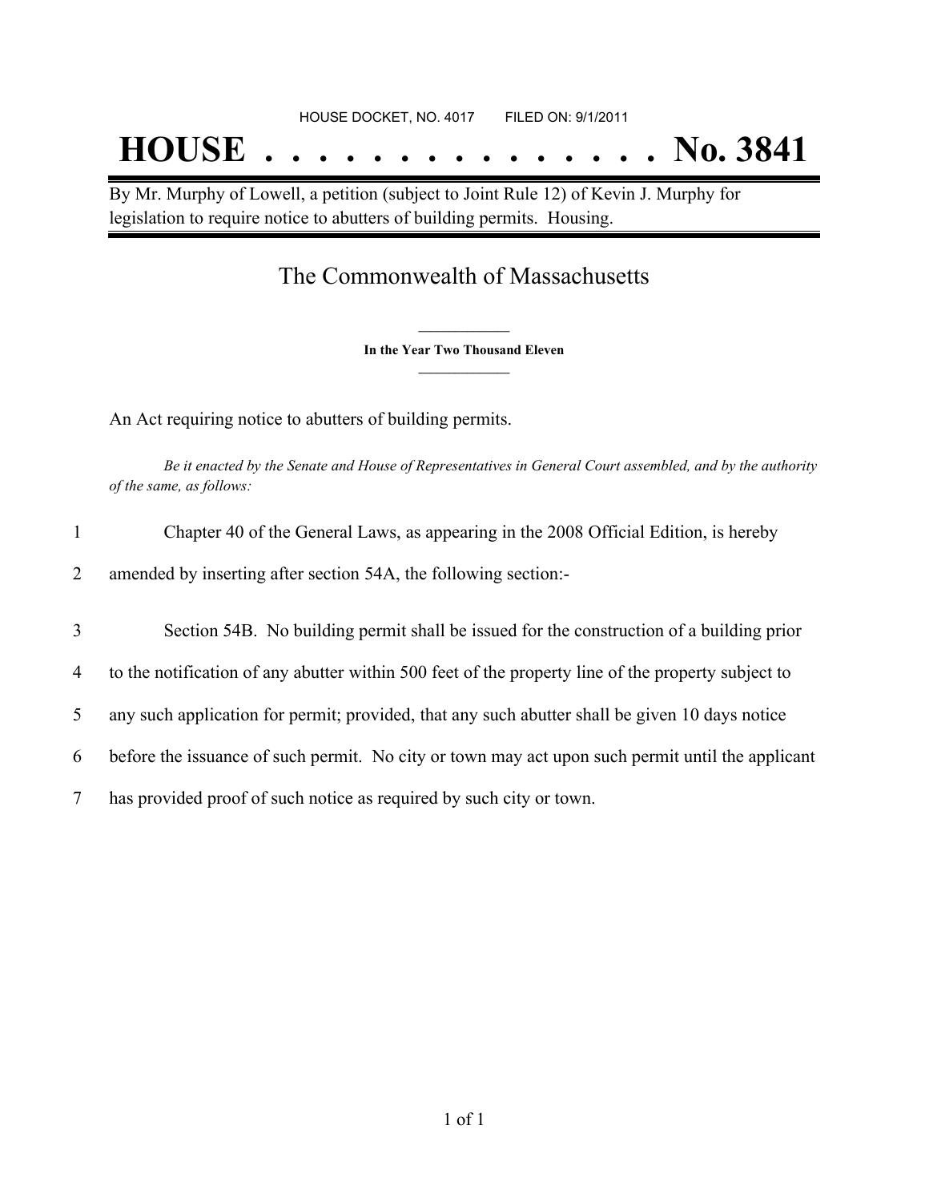HOUSE DOCKET, NO. 4017 FILED ON: 9/1/2011

# HOUSE . . . . . . . . . . . . . . . No. 3841

By Mr. Murphy of Lowell, a petition (subject to Joint Rule 12) of Kevin J. Murphy for legislation to require notice to abutters of building permits. Housing.

## The Commonwealth of Massachusetts

**In the Year Two Thousand Eleven**

An Act requiring notice to abutters of building permits.

*Be it enacted by the Senate and House of Representatives in General Court assembled, and by the authority of the same, as follows:*

1 Chapter 40 of the General Laws, as appearing in the 2008 Official Edition, is hereby
2 amended by inserting after section 54A, the following section:-

3 Section 54B. No building permit shall be issued for the construction of a building prior
4 to the notification of any abutter within 500 feet of the property line of the property subject to
5 any such application for permit; provided, that any such abutter shall be given 10 days notice
6 before the issuance of such permit. No city or town may act upon such permit until the applicant
7 has provided proof of such notice as required by such city or town.